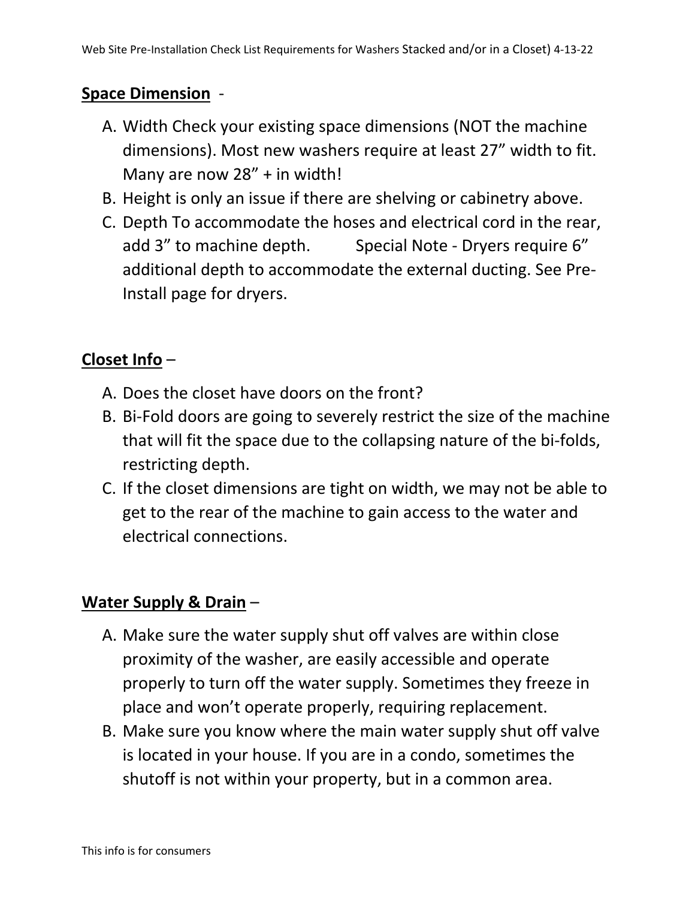**Space Dimension** -

A. Width Check your existing space dimensions (NOT the machine dimensions). Most new washers require at least 27" width to fit. Many are now 28" + in width!
B. Height is only an issue if there are shelving or cabinetry above.
C. Depth To accommodate the hoses and electrical cord in the rear, add 3" to machine depth. Special Note - Dryers require 6" additional depth to accommodate the external ducting. See Pre-Install page for dryers.

**Closet Info** –

A. Does the closet have doors on the front?
B. Bi-Fold doors are going to severely restrict the size of the machine that will fit the space due to the collapsing nature of the bi-folds, restricting depth.
C. If the closet dimensions are tight on width, we may not be able to get to the rear of the machine to gain access to the water and electrical connections.

**Water Supply & Drain** –

A. Make sure the water supply shut off valves are within close proximity of the washer, are easily accessible and operate properly to turn off the water supply. Sometimes they freeze in place and won't operate properly, requiring replacement.
B. Make sure you know where the main water supply shut off valve is located in your house. If you are in a condo, sometimes the shutoff is not within your property, but in a common area.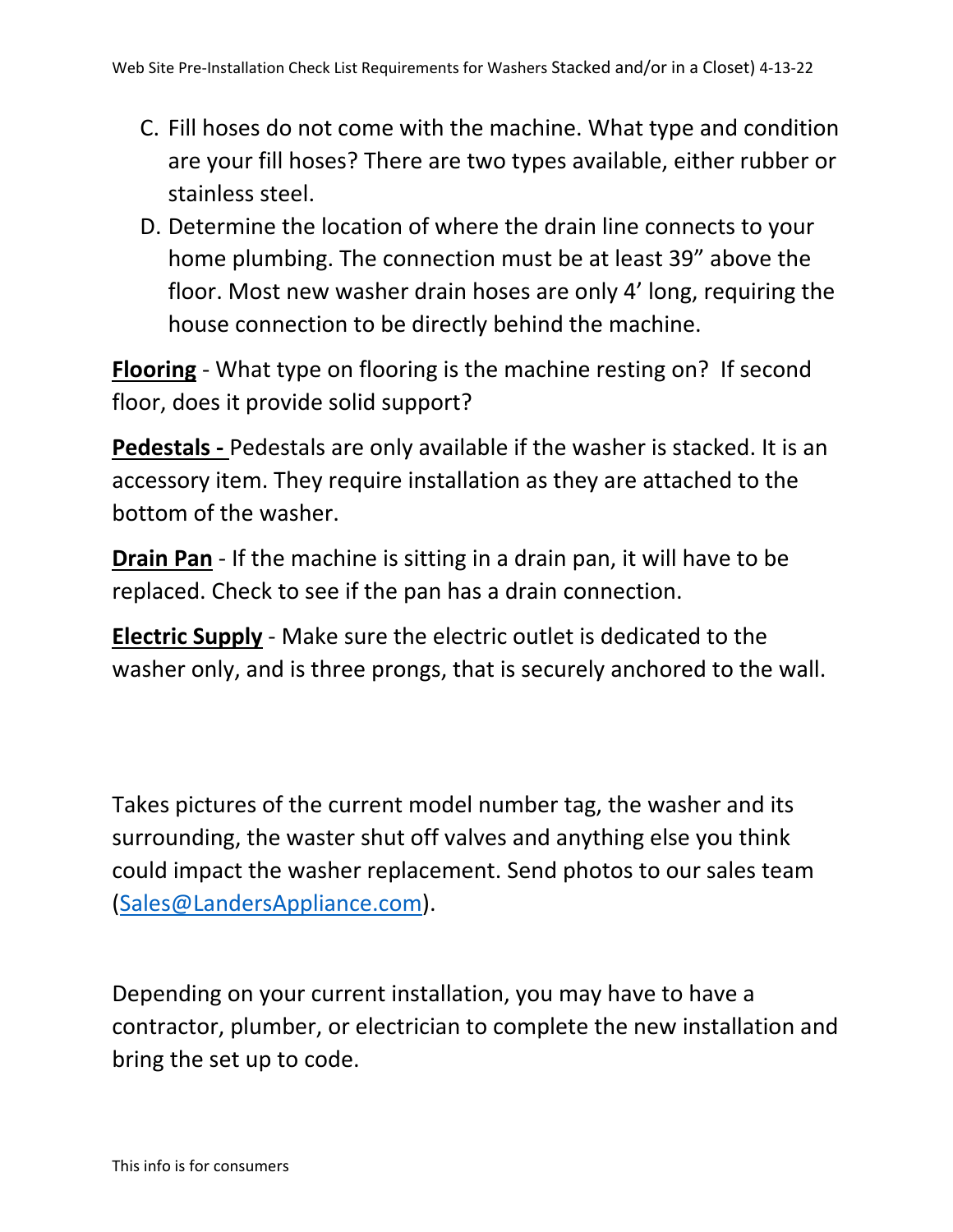C. Fill hoses do not come with the machine. What type and condition are your fill hoses? There are two types available, either rubber or stainless steel.
D. Determine the location of where the drain line connects to your home plumbing. The connection must be at least 39" above the floor. Most new washer drain hoses are only 4' long, requiring the house connection to be directly behind the machine.

**Flooring** - What type on flooring is the machine resting on? If second floor, does it provide solid support?

**Pedestals -** Pedestals are only available if the washer is stacked. It is an accessory item. They require installation as they are attached to the bottom of the washer.

**Drain Pan** - If the machine is sitting in a drain pan, it will have to be replaced. Check to see if the pan has a drain connection.

**Electric Supply** - Make sure the electric outlet is dedicated to the washer only, and is three prongs, that is securely anchored to the wall.

Takes pictures of the current model number tag, the washer and its surrounding, the waster shut off valves and anything else you think could impact the washer replacement. Send photos to our sales team (Sales@LandersAppliance.com).

Depending on your current installation, you may have to have a contractor, plumber, or electrician to complete the new installation and bring the set up to code.

This info is for consumers